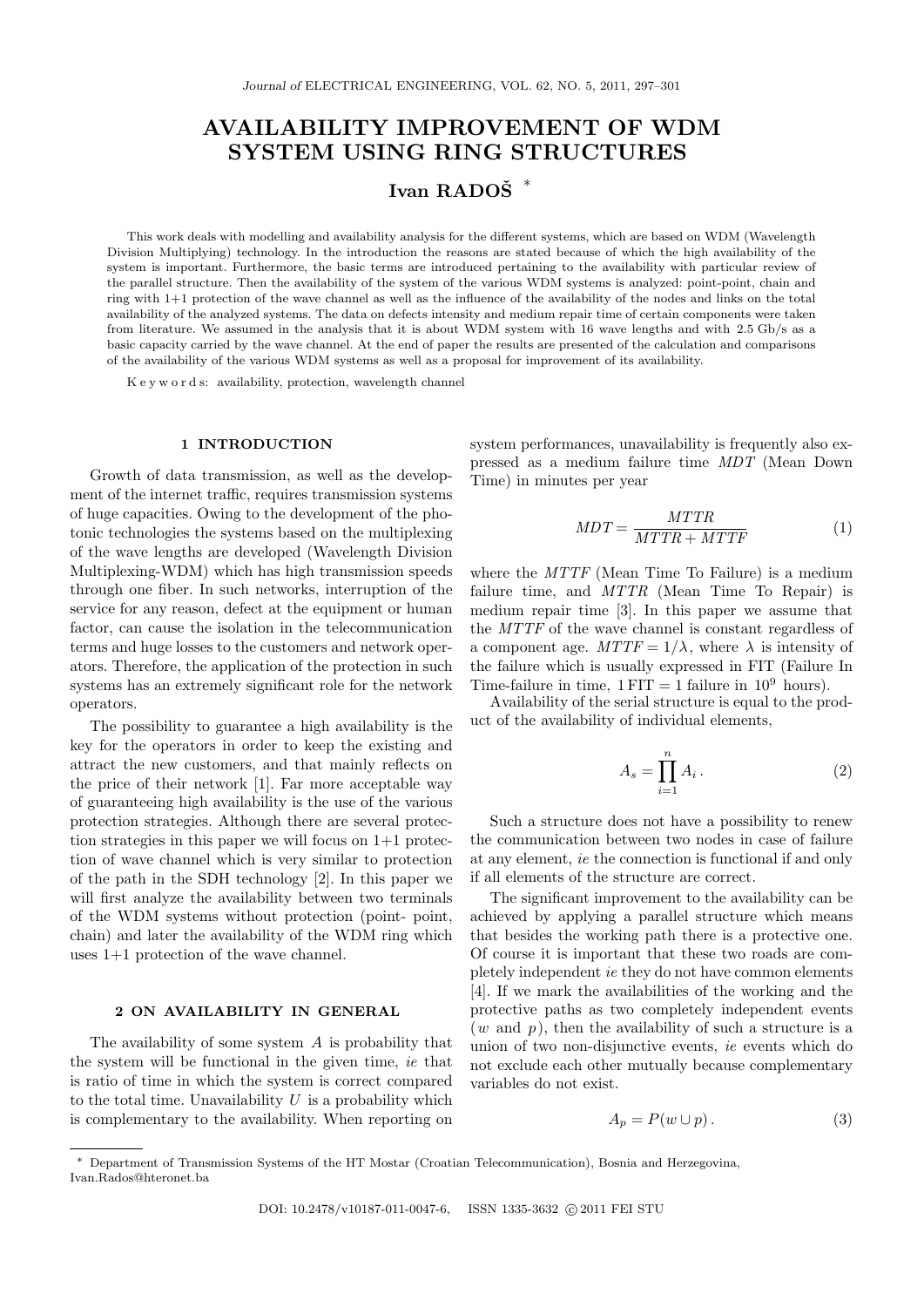# AVAILABILITY IMPROVEMENT OF WDM SYSTEM USING RING STRUCTURES

**Ivan RADOŠ** [*]

This work deals with modelling and availability analysis for the different systems, which are based on WDM (Wavelength Division Multiplying) technology. In the introduction the reasons are stated because of which the high availability of the system is important. Furthermore, the basic terms are introduced pertaining to the availability with particular review of the parallel structure. Then the availability of the system of the various WDM systems is analyzed: point-point, chain and ring with 1+1 protection of the wave channel as well as the influence of the availability of the nodes and links on the total availability of the analyzed systems. The data on defects intensity and medium repair time of certain components were taken from literature. We assumed in the analysis that it is about WDM system with 16 wave lengths and with 2.5 Gb/s as a basic capacity carried by the wave channel. At the end of paper the results are presented of the calculation and comparisons of the availability of the various WDM systems as well as a proposal for improvement of its availability.

Keywords: availability, protection, wavelength channel

## 1 INTRODUCTION

Growth of data transmission, as well as the development of the internet traffic, requires transmission systems of huge capacities. Owing to the development of the photonic technologies the systems based on the multiplexing of the wave lengths are developed (Wavelength Division Multiplexing-WDM) which has high transmission speeds through one fiber. In such networks, interruption of the service for any reason, defect at the equipment or human factor, can cause the isolation in the telecommunication terms and huge losses to the customers and network operators. Therefore, the application of the protection in such systems has an extremely significant role for the network operators.

The possibility to guarantee a high availability is the key for the operators in order to keep the existing and attract the new customers, and that mainly reflects on the price of their network [1]. Far more acceptable way of guaranteeing high availability is the use of the various protection strategies. Although there are several protection strategies in this paper we will focus on 1+1 protection of wave channel which is very similar to protection of the path in the SDH technology [2]. In this paper we will first analyze the availability between two terminals of the WDM systems without protection (point- point, chain) and later the availability of the WDM ring which uses 1+1 protection of the wave channel.

## 2 ON AVAILABILITY IN GENERAL

The availability of some system $A$ is probability that the system will be functional in the given time, *ie* that is ratio of time in which the system is correct compared to the total time. Unavailability $U$ is a probability which is complementary to the availability. When reporting on system performances, unavailability is frequently also expressed as a medium failure time $MDT$ (Mean Down Time) in minutes per year

$$MDT = \frac{MTTR}{MTTR + MTTF} \tag{1}$$

where the $MTTF$ (Mean Time To Failure) is a medium failure time, and $MTTR$ (Mean Time To Repair) is medium repair time [3]. In this paper we assume that the $MTTF$ of the wave channel is constant regardless of a component age. $MTTF = 1/\lambda$, where $\lambda$ is intensity of the failure which is usually expressed in FIT (Failure In Time-failure in time, $1\,\text{FIT} = 1$ failure in $10^9$ hours).

Availability of the serial structure is equal to the product of the availability of individual elements,

$$A_s = \prod_{i=1}^{n} A_i \,. \tag{2}$$

Such a structure does not have a possibility to renew the communication between two nodes in case of failure at any element, *ie* the connection is functional if and only if all elements of the structure are correct.

The significant improvement to the availability can be achieved by applying a parallel structure which means that besides the working path there is a protective one. Of course it is important that these two roads are completely independent *ie* they do not have common elements [4]. If we mark the availabilities of the working and the protective paths as two completely independent events ($w$ and $p$), then the availability of such a structure is a union of two non-disjunctive events, *ie* events which do not exclude each other mutually because complementary variables do not exist.

$$A_p = P(w \cup p) \,. \tag{3}$$

---

[*] Department of Transmission Systems of the HT Mostar (Croatian Telecommunication), Bosnia and Herzegovina, Ivan.Rados@hteronet.ba

DOI: 10.2478/v10187-011-0047-6, ISSN 1335-3632 © 2011 FEI STU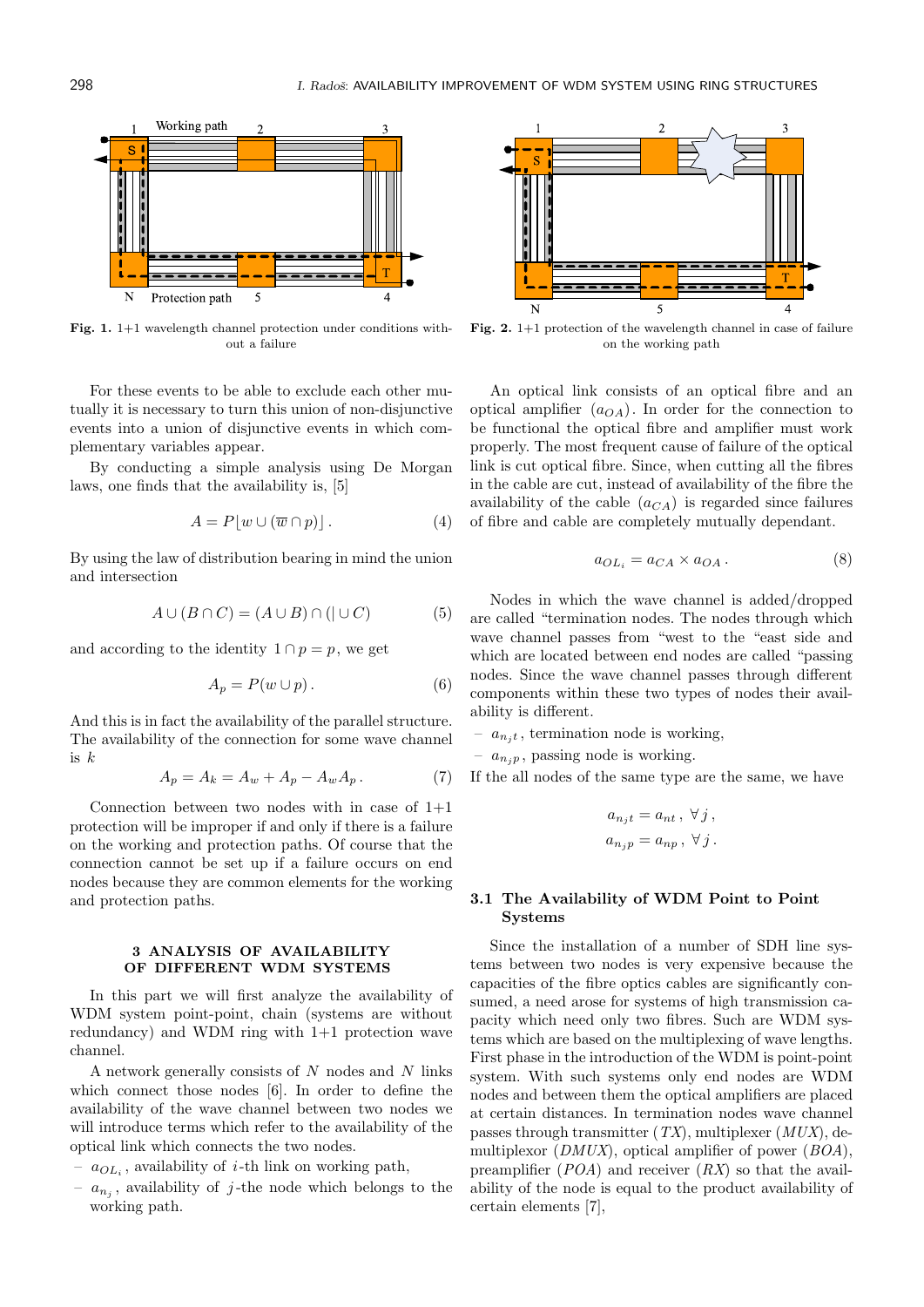Fig. 1. 1+1 wavelength channel protection under conditions without a failure

Fig. 2. 1+1 protection of the wavelength channel in case of failure on the working path

For these events to be able to exclude each other mutually it is necessary to turn this union of non-disjunctive events into a union of disjunctive events in which complementary variables appear.

By conducting a simple analysis using De Morgan laws, one finds that the availability is, [5]

$$A = P\lfloor w \cup (\overline{w} \cap p)\rfloor . \tag{4}$$

By using the law of distribution bearing in mind the union and intersection

$$A \cup (B \cap C) = (A \cup B) \cap (| \cup C) \tag{5}$$

and according to the identity $1 \cap p = p$, we get

$$A_p = P(w \cup p) . \tag{6}$$

And this is in fact the availability of the parallel structure. The availability of the connection for some wave channel is $k$

$$A_p = A_k = A_w + A_p - A_w A_p . \tag{7}$$

Connection between two nodes with in case of 1+1 protection will be improper if and only if there is a failure on the working and protection paths. Of course that the connection cannot be set up if a failure occurs on end nodes because they are common elements for the working and protection paths.

## 3 ANALYSIS OF AVAILABILITY OF DIFFERENT WDM SYSTEMS

In this part we will first analyze the availability of WDM system point-point, chain (systems are without redundancy) and WDM ring with 1+1 protection wave channel.

A network generally consists of $N$ nodes and $N$ links which connect those nodes [6]. In order to define the availability of the wave channel between two nodes we will introduce terms which refer to the availability of the optical link which connects the two nodes.

- $a_{OL_i}$, availability of $i$-th link on working path,
- $a_{n_j}$, availability of $j$-the node which belongs to the working path.

An optical link consists of an optical fibre and an optical amplifier $(a_{OA})$. In order for the connection to be functional the optical fibre and amplifier must work properly. The most frequent cause of failure of the optical link is cut optical fibre. Since, when cutting all the fibres in the cable are cut, instead of availability of the fibre the availability of the cable $(a_{CA})$ is regarded since failures of fibre and cable are completely mutually dependant.

$$a_{OL_i} = a_{CA} \times a_{OA} . \tag{8}$$

Nodes in which the wave channel is added/dropped are called "termination nodes. The nodes through which wave channel passes from "west to the "east side and which are located between end nodes are called "passing nodes. Since the wave channel passes through different components within these two types of nodes their availability is different.

- $a_{n_jt}$, termination node is working,
- $a_{n_jp}$, passing node is working.

If the all nodes of the same type are the same, we have

$$a_{n_jt} = a_{nt} ,\ \forall j ,$$
$$a_{n_jp} = a_{np} ,\ \forall j .$$

### 3.1 The Availability of WDM Point to Point Systems

Since the installation of a number of SDH line systems between two nodes is very expensive because the capacities of the fibre optics cables are significantly consumed, a need arose for systems of high transmission capacity which need only two fibres. Such are WDM systems which are based on the multiplexing of wave lengths. First phase in the introduction of the WDM is point-point system. With such systems only end nodes are WDM nodes and between them the optical amplifiers are placed at certain distances. In termination nodes wave channel passes through transmitter ($TX$), multiplexer ($MUX$), demultiplexor ($DMUX$), optical amplifier of power ($BOA$), preamplifier ($POA$) and receiver ($RX$) so that the availability of the node is equal to the product availability of certain elements [7],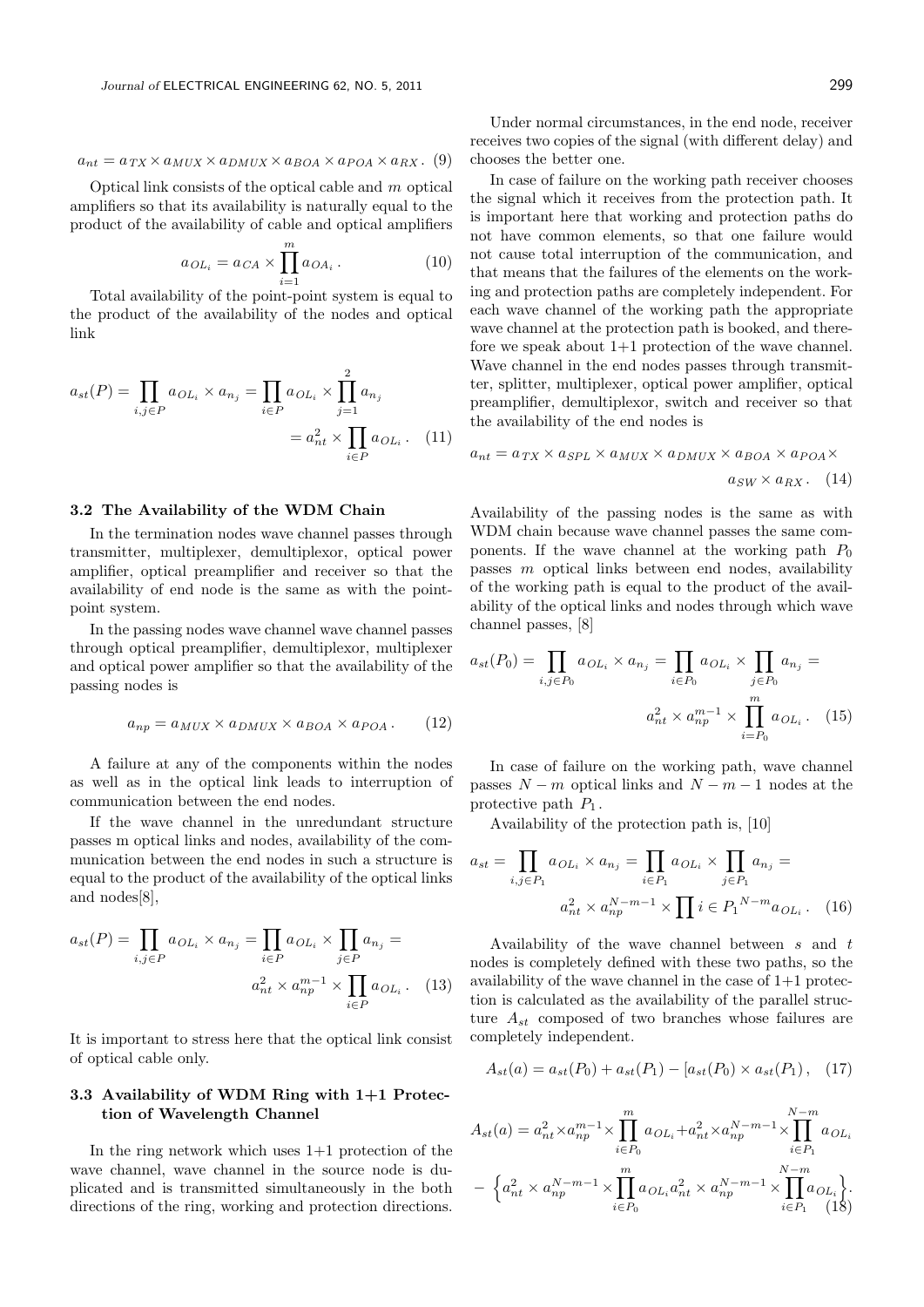$$a_{nt} = a_{TX} \times a_{MUX} \times a_{DMUX} \times a_{BOA} \times a_{POA} \times a_{RX} \,. \quad (9)$$

Optical link consists of the optical cable and $m$ optical amplifiers so that its availability is naturally equal to the product of the availability of cable and optical amplifiers

$$a_{OL_i} = a_{CA} \times \prod_{i=1}^{m} a_{OA_i} \,. \quad (10)$$

Total availability of the point-point system is equal to the product of the availability of the nodes and optical link

$$a_{st}(P) = \prod_{i,j \in P} a_{OL_i} \times a_{n_j} = \prod_{i \in P} a_{OL_i} \times \prod_{j=1}^{2} a_{n_j} = a_{nt}^2 \times \prod_{i \in P} a_{OL_i} \,. \quad (11)$$

### 3.2 The Availability of the WDM Chain

In the termination nodes wave channel passes through transmitter, multiplexer, demultiplexor, optical power amplifier, optical preamplifier and receiver so that the availability of end node is the same as with the point-point system.

In the passing nodes wave channel wave channel passes through optical preamplifier, demultiplexor, multiplexer and optical power amplifier so that the availability of the passing nodes is

$$a_{np} = a_{MUX} \times a_{DMUX} \times a_{BOA} \times a_{POA} \,. \quad (12)$$

A failure at any of the components within the nodes as well as in the optical link leads to interruption of communication between the end nodes.

If the wave channel in the unredundant structure passes m optical links and nodes, availability of the communication between the end nodes in such a structure is equal to the product of the availability of the optical links and nodes[8],

$$a_{st}(P) = \prod_{i,j \in P} a_{OL_i} \times a_{n_j} = \prod_{i \in P} a_{OL_i} \times \prod_{j \in P} a_{n_j} = a_{nt}^2 \times a_{np}^{m-1} \times \prod_{i \in P} a_{OL_i} \,. \quad (13)$$

It is important to stress here that the optical link consist of optical cable only.

### 3.3 Availability of WDM Ring with 1+1 Protection of Wavelength Channel

In the ring network which uses 1+1 protection of the wave channel, wave channel in the source node is duplicated and is transmitted simultaneously in the both directions of the ring, working and protection directions.

Under normal circumstances, in the end node, receiver receives two copies of the signal (with different delay) and chooses the better one.

In case of failure on the working path receiver chooses the signal which it receives from the protection path. It is important here that working and protection paths do not have common elements, so that one failure would not cause total interruption of the communication, and that means that the failures of the elements on the working and protection paths are completely independent. For each wave channel of the working path the appropriate wave channel at the protection path is booked, and therefore we speak about 1+1 protection of the wave channel. Wave channel in the end nodes passes through transmitter, splitter, multiplexer, optical power amplifier, optical preamplifier, demultiplexor, switch and receiver so that the availability of the end nodes is

$$a_{nt} = a_{TX} \times a_{SPL} \times a_{MUX} \times a_{DMUX} \times a_{BOA} \times a_{POA} \times a_{SW} \times a_{RX} \,. \quad (14)$$

Availability of the passing nodes is the same as with WDM chain because wave channel passes the same components. If the wave channel at the working path $P_0$ passes $m$ optical links between end nodes, availability of the working path is equal to the product of the availability of the optical links and nodes through which wave channel passes, [8]

$$a_{st}(P_0) = \prod_{i,j \in P_0} a_{OL_i} \times a_{n_j} = \prod_{i \in P_0} a_{OL_i} \times \prod_{j \in P_0} a_{n_j} = a_{nt}^2 \times a_{np}^{m-1} \times \prod_{i=P_0}^{m} a_{OL_i} \,. \quad (15)$$

In case of failure on the working path, wave channel passes $N-m$ optical links and $N-m-1$ nodes at the protective path $P_1$.

Availability of the protection path is, [10]

$$a_{st} = \prod_{i,j \in P_1} a_{OL_i} \times a_{n_j} = \prod_{i \in P_1} a_{OL_i} \times \prod_{j \in P_1} a_{n_j} = a_{nt}^2 \times a_{np}^{N-m-1} \times \prod i \in {P_1}^{N-m} a_{OL_i} \,. \quad (16)$$

Availability of the wave channel between $s$ and $t$ nodes is completely defined with these two paths, so the availability of the wave channel in the case of 1+1 protection is calculated as the availability of the parallel structure $A_{st}$ composed of two branches whose failures are completely independent.

$$A_{st}(a) = a_{st}(P_0) + a_{st}(P_1) - [a_{st}(P_0) \times a_{st}(P_1) \,, \quad (17)$$

$$A_{st}(a) = a_{nt}^2 \times a_{np}^{m-1} \times \prod_{i \in P_0}^{m} a_{OL_i} + a_{nt}^2 \times a_{np}^{N-m-1} \times \prod_{i \in P_1}^{N-m} a_{OL_i} - \Big\{ a_{nt}^2 \times a_{np}^{N-m-1} \times \prod_{i \in P_0}^{m} a_{OL_i} a_{nt}^2 \times a_{np}^{N-m-1} \times \prod_{i \in P_1}^{N-m} a_{OL_i} \Big\} . \quad (18)$$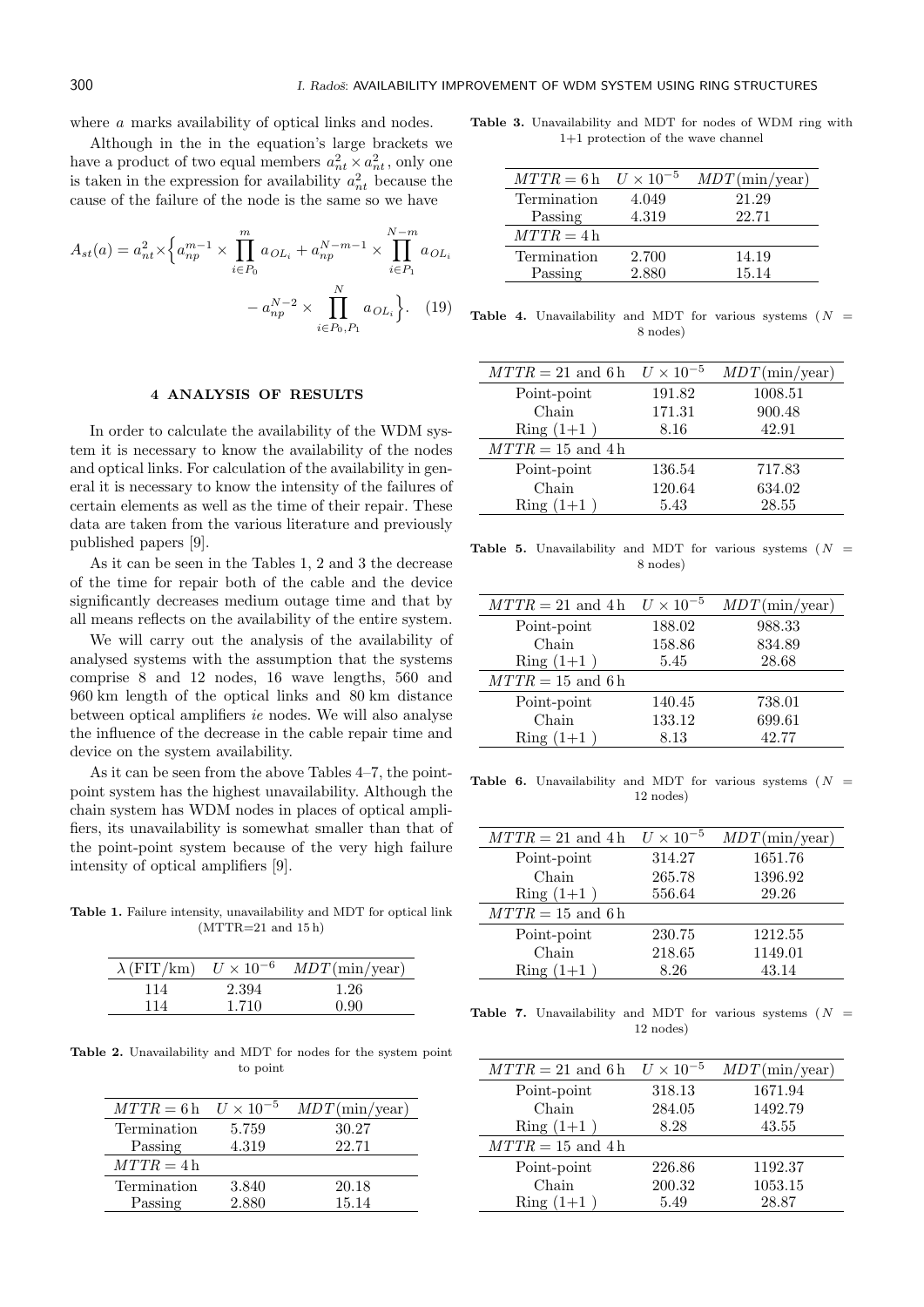where $a$ marks availability of optical links and nodes.

Although in the in the equation's large brackets we have a product of two equal members $a_{nt}^2 \times a_{nt}^2$, only one is taken in the expression for availability $a_{nt}^2$ because the cause of the failure of the node is the same so we have

$$A_{st}(a) = a_{nt}^2 \times \Big\{ a_{np}^{m-1} \times \prod_{i \in P_0}^{m} a_{OL_i} + a_{np}^{N-m-1} \times \prod_{i \in P_1}^{N-m} a_{OL_i} - a_{np}^{N-2} \times \prod_{i \in P_0, P_1}^{N} a_{OL_i} \Big\}. \quad (19)$$

## 4 ANALYSIS OF RESULTS

In order to calculate the availability of the WDM system it is necessary to know the availability of the nodes and optical links. For calculation of the availability in general it is necessary to know the intensity of the failures of certain elements as well as the time of their repair. These data are taken from the various literature and previously published papers [9].

As it can be seen in the Tables 1, 2 and 3 the decrease of the time for repair both of the cable and the device significantly decreases medium outage time and that by all means reflects on the availability of the entire system.

We will carry out the analysis of the availability of analysed systems with the assumption that the systems comprise 8 and 12 nodes, 16 wave lengths, 560 and 960 km length of the optical links and 80 km distance between optical amplifiers *ie* nodes. We will also analyse the influence of the decrease in the cable repair time and device on the system availability.

As it can be seen from the above Tables 4–7, the point-point system has the highest unavailability. Although the chain system has WDM nodes in places of optical amplifiers, its unavailability is somewhat smaller than that of the point-point system because of the very high failure intensity of optical amplifiers [9].

**Table 1.** Failure intensity, unavailability and MDT for optical link (MTTR=21 and 15 h)

| $\lambda$ (FIT/km) | $U \times 10^{-6}$ | $MDT$(min/year) |
|---|---|---|
| 114 | 2.394 | 1.26 |
| 114 | 1.710 | 0.90 |

**Table 2.** Unavailability and MDT for nodes for the system point to point

| $MTTR = 6$ h | $U \times 10^{-5}$ | $MDT$(min/year) |
|---|---|---|
| Termination | 5.759 | 30.27 |
| Passing | 4.319 | 22.71 |
| $MTTR = 4$ h | | |
| Termination | 3.840 | 20.18 |
| Passing | 2.880 | 15.14 |

**Table 3.** Unavailability and MDT for nodes of WDM ring with 1+1 protection of the wave channel

| $MTTR = 6$ h | $U \times 10^{-5}$ | $MDT$(min/year) |
|---|---|---|
| Termination | 4.049 | 21.29 |
| Passing | 4.319 | 22.71 |
| $MTTR = 4$ h | | |
| Termination | 2.700 | 14.19 |
| Passing | 2.880 | 15.14 |

**Table 4.** Unavailability and MDT for various systems ($N$ = 8 nodes)

| $MTTR = 21$ and 6 h | $U \times 10^{-5}$ | $MDT$(min/year) |
|---|---|---|
| Point-point | 191.82 | 1008.51 |
| Chain | 171.31 | 900.48 |
| Ring (1+1 ) | 8.16 | 42.91 |
| $MTTR = 15$ and 4 h | | |
| Point-point | 136.54 | 717.83 |
| Chain | 120.64 | 634.02 |
| Ring (1+1 ) | 5.43 | 28.55 |

**Table 5.** Unavailability and MDT for various systems ($N$ = 8 nodes)

| $MTTR = 21$ and 4 h | $U \times 10^{-5}$ | $MDT$(min/year) |
|---|---|---|
| Point-point | 188.02 | 988.33 |
| Chain | 158.86 | 834.89 |
| Ring (1+1 ) | 5.45 | 28.68 |
| $MTTR = 15$ and 6 h | | |
| Point-point | 140.45 | 738.01 |
| Chain | 133.12 | 699.61 |
| Ring (1+1 ) | 8.13 | 42.77 |

**Table 6.** Unavailability and MDT for various systems ($N$ = 12 nodes)

| $MTTR = 21$ and 4 h | $U \times 10^{-5}$ | $MDT$(min/year) |
|---|---|---|
| Point-point | 314.27 | 1651.76 |
| Chain | 265.78 | 1396.92 |
| Ring (1+1 ) | 556.64 | 29.26 |
| $MTTR = 15$ and 6 h | | |
| Point-point | 230.75 | 1212.55 |
| Chain | 218.65 | 1149.01 |
| Ring (1+1 ) | 8.26 | 43.14 |

**Table 7.** Unavailability and MDT for various systems ($N$ = 12 nodes)

| $MTTR = 21$ and 6 h | $U \times 10^{-5}$ | $MDT$(min/year) |
|---|---|---|
| Point-point | 318.13 | 1671.94 |
| Chain | 284.05 | 1492.79 |
| Ring (1+1 ) | 8.28 | 43.55 |
| $MTTR = 15$ and 4 h | | |
| Point-point | 226.86 | 1192.37 |
| Chain | 200.32 | 1053.15 |
| Ring (1+1 ) | 5.49 | 28.87 |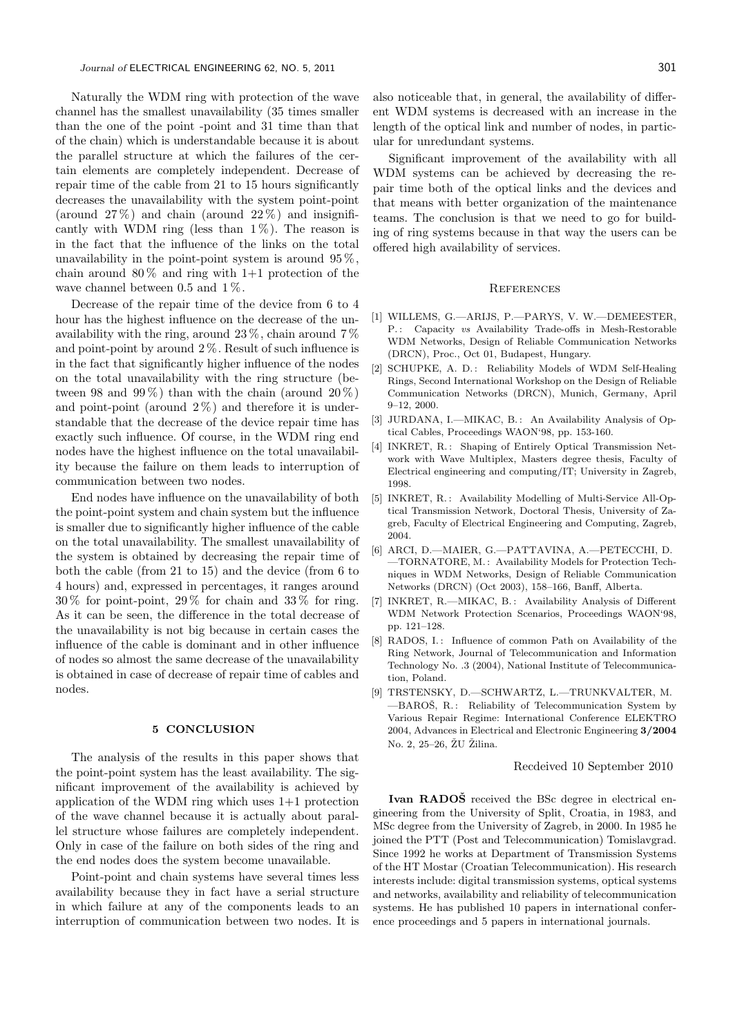Naturally the WDM ring with protection of the wave channel has the smallest unavailability (35 times smaller than the one of the point -point and 31 time than that of the chain) which is understandable because it is about the parallel structure at which the failures of the certain elements are completely independent. Decrease of repair time of the cable from 21 to 15 hours significantly decreases the unavailability with the system point-point (around 27 %) and chain (around 22 %) and insignificantly with WDM ring (less than 1 %). The reason is in the fact that the influence of the links on the total unavailability in the point-point system is around 95 %, chain around 80 % and ring with 1+1 protection of the wave channel between 0.5 and 1 %.

Decrease of the repair time of the device from 6 to 4 hour has the highest influence on the decrease of the unavailability with the ring, around 23 %, chain around 7 % and point-point by around 2 %. Result of such influence is in the fact that significantly higher influence of the nodes on the total unavailability with the ring structure (between 98 and 99 %) than with the chain (around 20 %) and point-point (around 2 %) and therefore it is understandable that the decrease of the device repair time has exactly such influence. Of course, in the WDM ring end nodes have the highest influence on the total unavailability because the failure on them leads to interruption of communication between two nodes.

End nodes have influence on the unavailability of both the point-point system and chain system but the influence is smaller due to significantly higher influence of the cable on the total unavailability. The smallest unavailability of the system is obtained by decreasing the repair time of both the cable (from 21 to 15) and the device (from 6 to 4 hours) and, expressed in percentages, it ranges around 30 % for point-point, 29 % for chain and 33 % for ring. As it can be seen, the difference in the total decrease of the unavailability is not big because in certain cases the influence of the cable is dominant and in other influence of nodes so almost the same decrease of the unavailability is obtained in case of decrease of repair time of cables and nodes.

## 5 CONCLUSION

The analysis of the results in this paper shows that the point-point system has the least availability. The significant improvement of the availability is achieved by application of the WDM ring which uses 1+1 protection of the wave channel because it is actually about parallel structure whose failures are completely independent. Only in case of the failure on both sides of the ring and the end nodes does the system become unavailable.

Point-point and chain systems have several times less availability because they in fact have a serial structure in which failure at any of the components leads to an interruption of communication between two nodes. It is also noticeable that, in general, the availability of different WDM systems is decreased with an increase in the length of the optical link and number of nodes, in particular for unredundant systems.

Significant improvement of the availability with all WDM systems can be achieved by decreasing the repair time both of the optical links and the devices and that means with better organization of the maintenance teams. The conclusion is that we need to go for building of ring systems because in that way the users can be offered high availability of services.

## References

[1] WILLEMS, G.—ARIJS, P.—PARYS, V. W.—DEMEESTER, P. : Capacity *vs* Availability Trade-offs in Mesh-Restorable WDM Networks, Design of Reliable Communication Networks (DRCN), Proc., Oct 01, Budapest, Hungary.

[2] SCHUPKE, A. D. : Reliability Models of WDM Self-Healing Rings, Second International Workshop on the Design of Reliable Communication Networks (DRCN), Munich, Germany, April 9–12, 2000.

[3] JURDANA, I.—MIKAC, B. : An Availability Analysis of Optical Cables, Proceedings WAON'98, pp. 153-160.

[4] INKRET, R. : Shaping of Entirely Optical Transmission Network with Wave Multiplex, Masters degree thesis, Faculty of Electrical engineering and computing/IT; University in Zagreb, 1998.

[5] INKRET, R. : Availability Modelling of Multi-Service All-Optical Transmission Network, Doctoral Thesis, University of Zagreb, Faculty of Electrical Engineering and Computing, Zagreb, 2004.

[6] ARCI, D.—MAIER, G.—PATTAVINA, A.—PETECCHI, D. —TORNATORE, M. : Availability Models for Protection Techniques in WDM Networks, Design of Reliable Communication Networks (DRCN) (Oct 2003), 158–166, Banff, Alberta.

[7] INKRET, R.—MIKAC, B. : Availability Analysis of Different WDM Network Protection Scenarios, Proceedings WAON'98, pp. 121–128.

[8] RADOS, I. : Influence of common Path on Availability of the Ring Network, Journal of Telecommunication and Information Technology No. .3 (2004), National Institute of Telecommunication, Poland.

[9] TRSTENSKY, D.—SCHWARTZ, L.—TRUNKVALTER, M. —BAROŠ, R. : Reliability of Telecommunication System by Various Repair Regime: International Conference ELEKTRO 2004, Advances in Electrical and Electronic Engineering **3/2004** No. 2, 25–26, ŽU Žilina.

Recdeived 10 September 2010

**Ivan RADOŠ** received the BSc degree in electrical engineering from the University of Split, Croatia, in 1983, and MSc degree from the University of Zagreb, in 2000. In 1985 he joined the PTT (Post and Telecommunication) Tomislavgrad. Since 1992 he works at Department of Transmission Systems of the HT Mostar (Croatian Telecommunication). His research interests include: digital transmission systems, optical systems and networks, availability and reliability of telecommunication systems. He has published 10 papers in international conference proceedings and 5 papers in international journals.